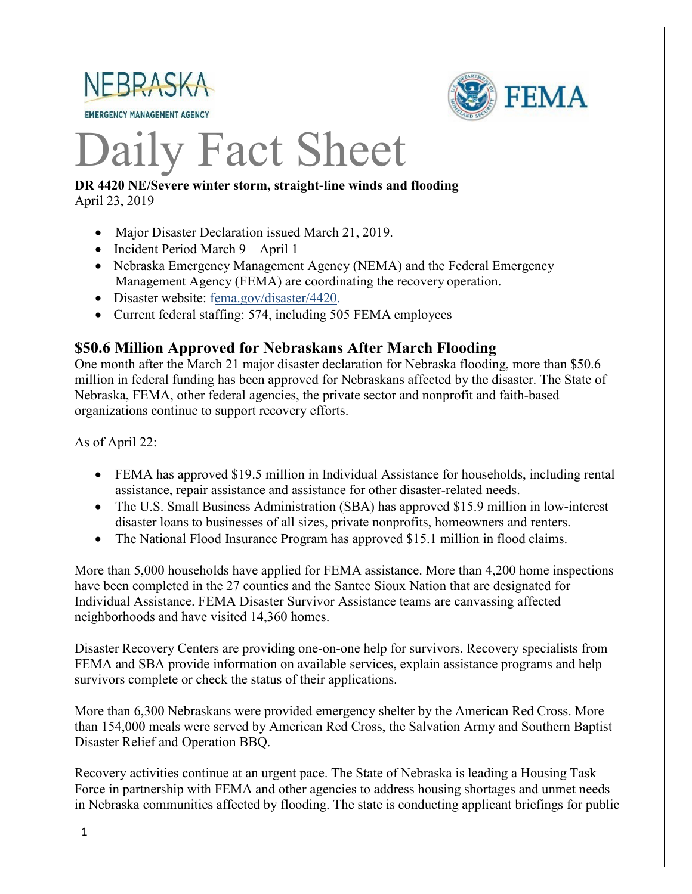NEBRASKA EMERGENCY MANAGEMENT AGENCY

FEMA

# Daily Fact Sheet

**DR 4420 NE/Severe winter storm, straight-line winds and flooding**
April 23, 2019

- Major Disaster Declaration issued March 21, 2019.
- Incident Period March 9 – April 1
- Nebraska Emergency Management Agency (NEMA) and the Federal Emergency Management Agency (FEMA) are coordinating the recovery operation.
- Disaster website: fema.gov/disaster/4420.
- Current federal staffing: 574, including 505 FEMA employees

## $50.6 Million Approved for Nebraskans After March Flooding

One month after the March 21 major disaster declaration for Nebraska flooding, more than $50.6 million in federal funding has been approved for Nebraskans affected by the disaster. The State of Nebraska, FEMA, other federal agencies, the private sector and nonprofit and faith-based organizations continue to support recovery efforts.

As of April 22:

- FEMA has approved $19.5 million in Individual Assistance for households, including rental assistance, repair assistance and assistance for other disaster-related needs.
- The U.S. Small Business Administration (SBA) has approved $15.9 million in low-interest disaster loans to businesses of all sizes, private nonprofits, homeowners and renters.
- The National Flood Insurance Program has approved $15.1 million in flood claims.

More than 5,000 households have applied for FEMA assistance. More than 4,200 home inspections have been completed in the 27 counties and the Santee Sioux Nation that are designated for Individual Assistance. FEMA Disaster Survivor Assistance teams are canvassing affected neighborhoods and have visited 14,360 homes.

Disaster Recovery Centers are providing one-on-one help for survivors. Recovery specialists from FEMA and SBA provide information on available services, explain assistance programs and help survivors complete or check the status of their applications.

More than 6,300 Nebraskans were provided emergency shelter by the American Red Cross. More than 154,000 meals were served by American Red Cross, the Salvation Army and Southern Baptist Disaster Relief and Operation BBQ.

Recovery activities continue at an urgent pace. The State of Nebraska is leading a Housing Task Force in partnership with FEMA and other agencies to address housing shortages and unmet needs in Nebraska communities affected by flooding. The state is conducting applicant briefings for public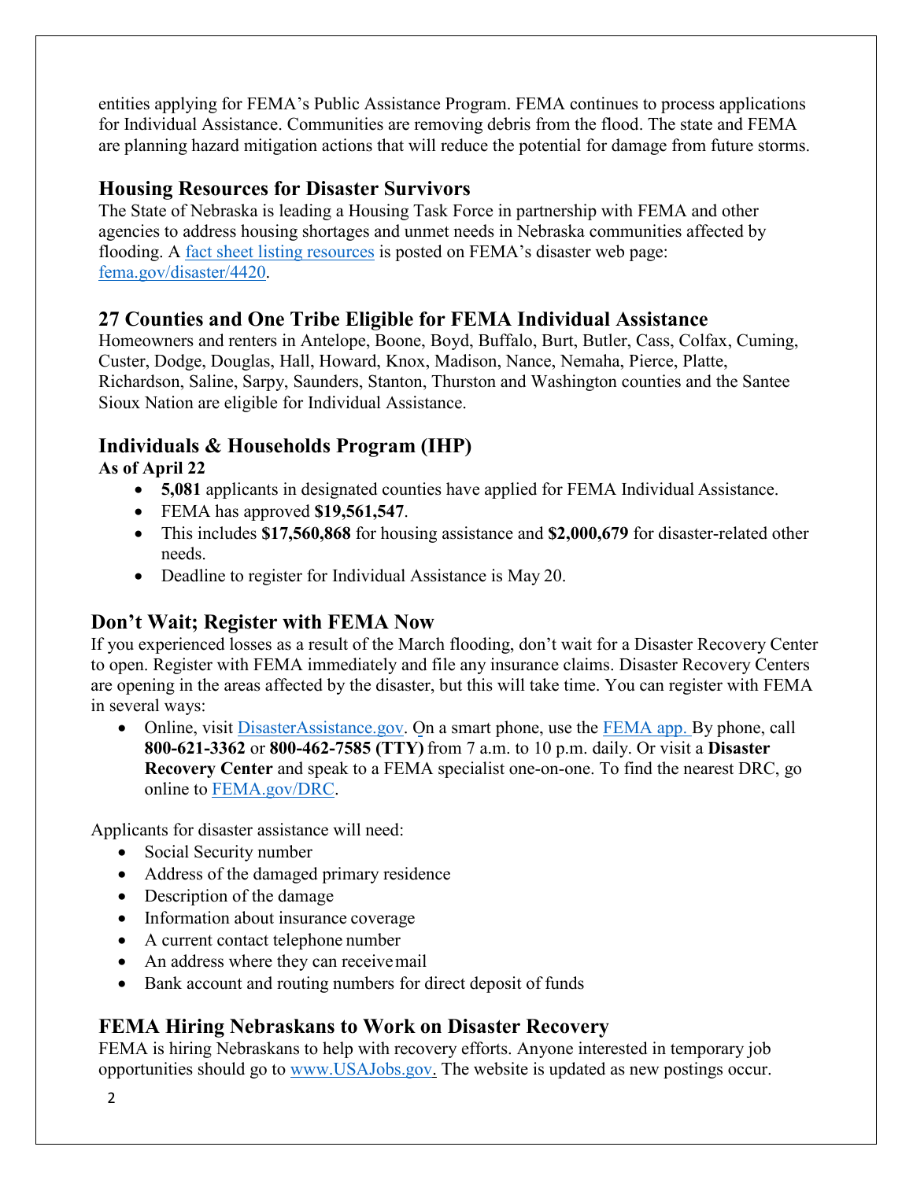entities applying for FEMA's Public Assistance Program. FEMA continues to process applications for Individual Assistance. Communities are removing debris from the flood. The state and FEMA are planning hazard mitigation actions that will reduce the potential for damage from future storms.

## Housing Resources for Disaster Survivors

The State of Nebraska is leading a Housing Task Force in partnership with FEMA and other agencies to address housing shortages and unmet needs in Nebraska communities affected by flooding. A fact sheet listing resources is posted on FEMA's disaster web page: fema.gov/disaster/4420.

## 27 Counties and One Tribe Eligible for FEMA Individual Assistance

Homeowners and renters in Antelope, Boone, Boyd, Buffalo, Burt, Butler, Cass, Colfax, Cuming, Custer, Dodge, Douglas, Hall, Howard, Knox, Madison, Nance, Nemaha, Pierce, Platte, Richardson, Saline, Sarpy, Saunders, Stanton, Thurston and Washington counties and the Santee Sioux Nation are eligible for Individual Assistance.

## Individuals & Households Program (IHP)

**As of April 22**

- **5,081** applicants in designated counties have applied for FEMA Individual Assistance.
- FEMA has approved **$19,561,547**.
- This includes **$17,560,868** for housing assistance and **$2,000,679** for disaster-related other needs.
- Deadline to register for Individual Assistance is May 20.

## Don't Wait; Register with FEMA Now

If you experienced losses as a result of the March flooding, don't wait for a Disaster Recovery Center to open. Register with FEMA immediately and file any insurance claims. Disaster Recovery Centers are opening in the areas affected by the disaster, but this will take time. You can register with FEMA in several ways:

- Online, visit DisasterAssistance.gov. On a smart phone, use the FEMA app. By phone, call **800-621-3362** or **800-462-7585 (TTY)** from 7 a.m. to 10 p.m. daily. Or visit a **Disaster Recovery Center** and speak to a FEMA specialist one-on-one. To find the nearest DRC, go online to FEMA.gov/DRC.

Applicants for disaster assistance will need:

- Social Security number
- Address of the damaged primary residence
- Description of the damage
- Information about insurance coverage
- A current contact telephone number
- An address where they can receive mail
- Bank account and routing numbers for direct deposit of funds

## FEMA Hiring Nebraskans to Work on Disaster Recovery

FEMA is hiring Nebraskans to help with recovery efforts. Anyone interested in temporary job opportunities should go to www.USAJobs.gov. The website is updated as new postings occur.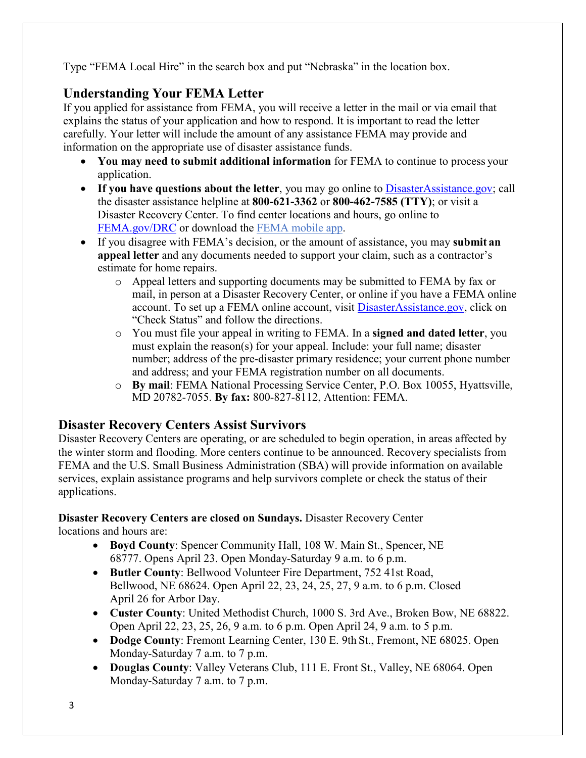Type “FEMA Local Hire” in the search box and put “Nebraska” in the location box.

## Understanding Your FEMA Letter

If you applied for assistance from FEMA, you will receive a letter in the mail or via email that explains the status of your application and how to respond. It is important to read the letter carefully. Your letter will include the amount of any assistance FEMA may provide and information on the appropriate use of disaster assistance funds.

- **You may need to submit additional information** for FEMA to continue to process your application.
- **If you have questions about the letter**, you may go online to [DisasterAssistance.gov](DisasterAssistance.gov); call the disaster assistance helpline at **800-621-3362** or **800-462-7585 (TTY)**; or visit a Disaster Recovery Center. To find center locations and hours, go online to [FEMA.gov/DRC](FEMA.gov/DRC) or download the FEMA mobile app.
- If you disagree with FEMA’s decision, or the amount of assistance, you may **submit an appeal letter** and any documents needed to support your claim, such as a contractor’s estimate for home repairs.
  - Appeal letters and supporting documents may be submitted to FEMA by fax or mail, in person at a Disaster Recovery Center, or online if you have a FEMA online account. To set up a FEMA online account, visit [DisasterAssistance.gov](DisasterAssistance.gov), click on “Check Status” and follow the directions.
  - You must file your appeal in writing to FEMA. In a **signed and dated letter**, you must explain the reason(s) for your appeal. Include: your full name; disaster number; address of the pre-disaster primary residence; your current phone number and address; and your FEMA registration number on all documents.
  - **By mail**: FEMA National Processing Service Center, P.O. Box 10055, Hyattsville, MD 20782-7055. **By fax:** 800-827-8112, Attention: FEMA.

## Disaster Recovery Centers Assist Survivors

Disaster Recovery Centers are operating, or are scheduled to begin operation, in areas affected by the winter storm and flooding. More centers continue to be announced. Recovery specialists from FEMA and the U.S. Small Business Administration (SBA) will provide information on available services, explain assistance programs and help survivors complete or check the status of their applications.

**Disaster Recovery Centers are closed on Sundays.** Disaster Recovery Center locations and hours are:

- **Boyd County**: Spencer Community Hall, 108 W. Main St., Spencer, NE 68777. Opens April 23. Open Monday-Saturday 9 a.m. to 6 p.m.
- **Butler County**: Bellwood Volunteer Fire Department, 752 41st Road, Bellwood, NE 68624. Open April 22, 23, 24, 25, 27, 9 a.m. to 6 p.m. Closed April 26 for Arbor Day.
- **Custer County**: United Methodist Church, 1000 S. 3rd Ave., Broken Bow, NE 68822. Open April 22, 23, 25, 26, 9 a.m. to 6 p.m. Open April 24, 9 a.m. to 5 p.m.
- **Dodge County**: Fremont Learning Center, 130 E. 9th St., Fremont, NE 68025. Open Monday-Saturday 7 a.m. to 7 p.m.
- **Douglas County**: Valley Veterans Club, 111 E. Front St., Valley, NE 68064. Open Monday-Saturday 7 a.m. to 7 p.m.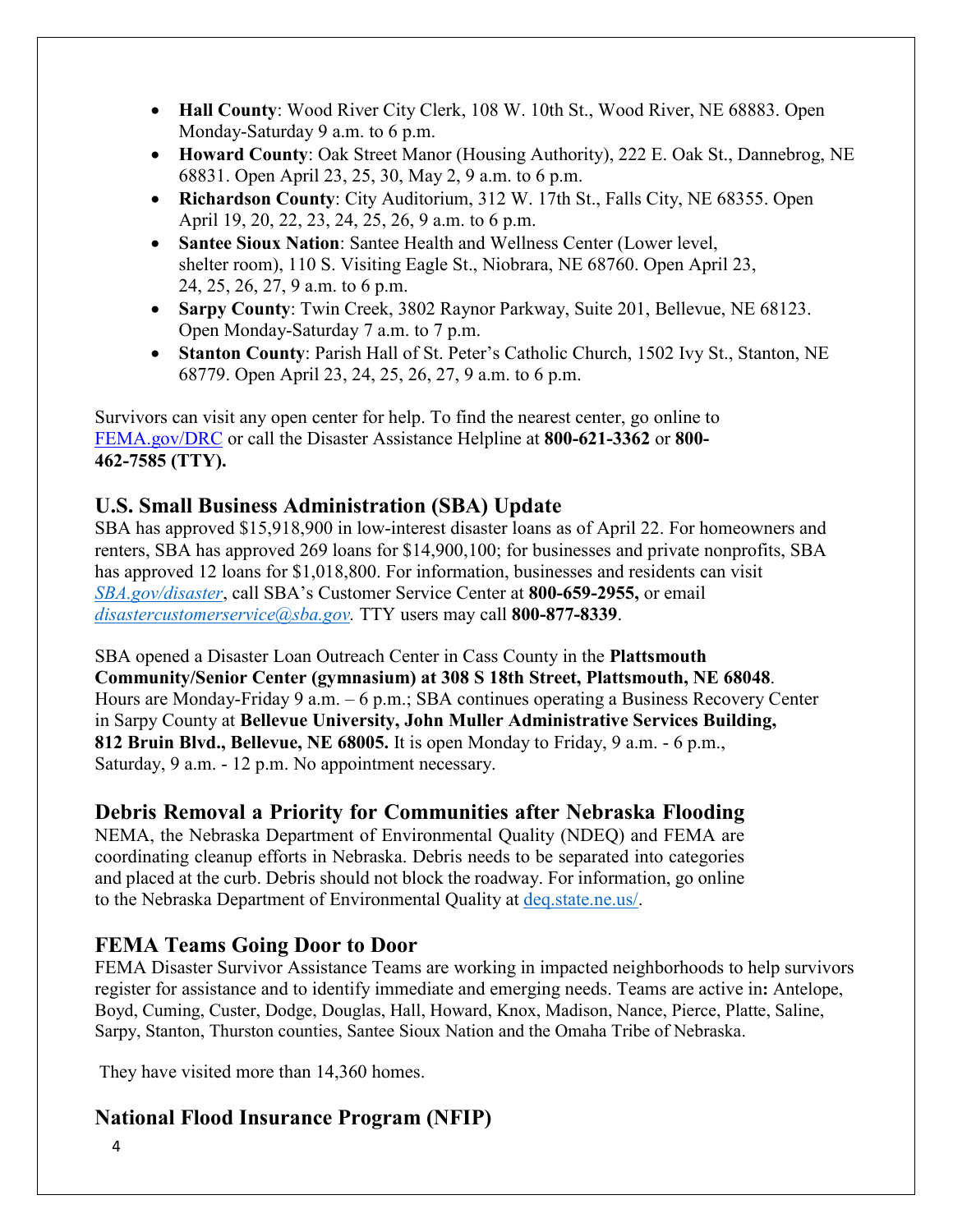- **Hall County**: Wood River City Clerk, 108 W. 10th St., Wood River, NE 68883. Open Monday-Saturday 9 a.m. to 6 p.m.
- **Howard County**: Oak Street Manor (Housing Authority), 222 E. Oak St., Dannebrog, NE 68831. Open April 23, 25, 30, May 2, 9 a.m. to 6 p.m.
- **Richardson County**: City Auditorium, 312 W. 17th St., Falls City, NE 68355. Open April 19, 20, 22, 23, 24, 25, 26, 9 a.m. to 6 p.m.
- **Santee Sioux Nation**: Santee Health and Wellness Center (Lower level, shelter room), 110 S. Visiting Eagle St., Niobrara, NE 68760. Open April 23, 24, 25, 26, 27, 9 a.m. to 6 p.m.
- **Sarpy County**: Twin Creek, 3802 Raynor Parkway, Suite 201, Bellevue, NE 68123. Open Monday-Saturday 7 a.m. to 7 p.m.
- **Stanton County**: Parish Hall of St. Peter's Catholic Church, 1502 Ivy St., Stanton, NE 68779. Open April 23, 24, 25, 26, 27, 9 a.m. to 6 p.m.

Survivors can visit any open center for help. To find the nearest center, go online to FEMA.gov/DRC or call the Disaster Assistance Helpline at **800-621-3362** or **800-462-7585 (TTY).**

## U.S. Small Business Administration (SBA) Update

SBA has approved $15,918,900 in low-interest disaster loans as of April 22. For homeowners and renters, SBA has approved 269 loans for $14,900,100; for businesses and private nonprofits, SBA has approved 12 loans for $1,018,800. For information, businesses and residents can visit *SBA.gov/disaster*, call SBA's Customer Service Center at **800-659-2955,** or email *disastercustomerservice@sba.gov.* TTY users may call **800-877-8339**.

SBA opened a Disaster Loan Outreach Center in Cass County in the **Plattsmouth Community/Senior Center (gymnasium) at 308 S 18th Street, Plattsmouth, NE 68048**. Hours are Monday-Friday 9 a.m. – 6 p.m.; SBA continues operating a Business Recovery Center in Sarpy County at **Bellevue University, John Muller Administrative Services Building, 812 Bruin Blvd., Bellevue, NE 68005.** It is open Monday to Friday, 9 a.m. - 6 p.m., Saturday, 9 a.m. - 12 p.m. No appointment necessary.

## Debris Removal a Priority for Communities after Nebraska Flooding

NEMA, the Nebraska Department of Environmental Quality (NDEQ) and FEMA are coordinating cleanup efforts in Nebraska. Debris needs to be separated into categories and placed at the curb. Debris should not block the roadway. For information, go online to the Nebraska Department of Environmental Quality at deq.state.ne.us/.

## FEMA Teams Going Door to Door

FEMA Disaster Survivor Assistance Teams are working in impacted neighborhoods to help survivors register for assistance and to identify immediate and emerging needs. Teams are active in**:** Antelope, Boyd, Cuming, Custer, Dodge, Douglas, Hall, Howard, Knox, Madison, Nance, Pierce, Platte, Saline, Sarpy, Stanton, Thurston counties, Santee Sioux Nation and the Omaha Tribe of Nebraska.

They have visited more than 14,360 homes.

## National Flood Insurance Program (NFIP)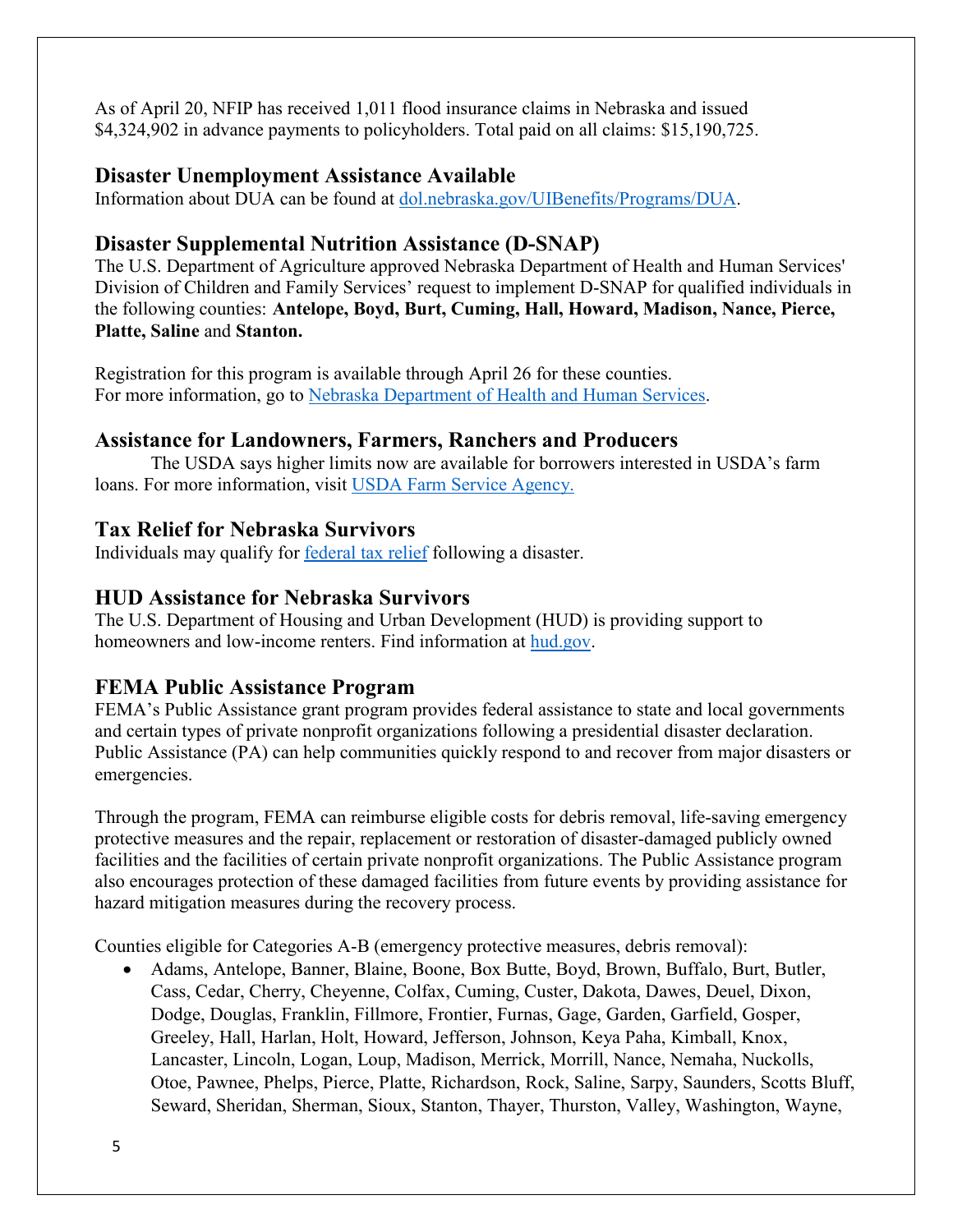As of April 20, NFIP has received 1,011 flood insurance claims in Nebraska and issued $4,324,902 in advance payments to policyholders. Total paid on all claims: $15,190,725.

## Disaster Unemployment Assistance Available

Information about DUA can be found at [dol.nebraska.gov/UIBenefits/Programs/DUA](dol.nebraska.gov/UIBenefits/Programs/DUA).

## Disaster Supplemental Nutrition Assistance (D-SNAP)

The U.S. Department of Agriculture approved Nebraska Department of Health and Human Services' Division of Children and Family Services' request to implement D-SNAP for qualified individuals in the following counties: **Antelope, Boyd, Burt, Cuming, Hall, Howard, Madison, Nance, Pierce, Platte, Saline** and **Stanton.**

Registration for this program is available through April 26 for these counties.
For more information, go to Nebraska Department of Health and Human Services.

## Assistance for Landowners, Farmers, Ranchers and Producers

The USDA says higher limits now are available for borrowers interested in USDA's farm loans. For more information, visit USDA Farm Service Agency.

## Tax Relief for Nebraska Survivors

Individuals may qualify for federal tax relief following a disaster.

## HUD Assistance for Nebraska Survivors

The U.S. Department of Housing and Urban Development (HUD) is providing support to homeowners and low-income renters. Find information at hud.gov.

## FEMA Public Assistance Program

FEMA's Public Assistance grant program provides federal assistance to state and local governments and certain types of private nonprofit organizations following a presidential disaster declaration. Public Assistance (PA) can help communities quickly respond to and recover from major disasters or emergencies.

Through the program, FEMA can reimburse eligible costs for debris removal, life-saving emergency protective measures and the repair, replacement or restoration of disaster-damaged publicly owned facilities and the facilities of certain private nonprofit organizations. The Public Assistance program also encourages protection of these damaged facilities from future events by providing assistance for hazard mitigation measures during the recovery process.

Counties eligible for Categories A-B (emergency protective measures, debris removal):

- Adams, Antelope, Banner, Blaine, Boone, Box Butte, Boyd, Brown, Buffalo, Burt, Butler, Cass, Cedar, Cherry, Cheyenne, Colfax, Cuming, Custer, Dakota, Dawes, Deuel, Dixon, Dodge, Douglas, Franklin, Fillmore, Frontier, Furnas, Gage, Garden, Garfield, Gosper, Greeley, Hall, Harlan, Holt, Howard, Jefferson, Johnson, Keya Paha, Kimball, Knox, Lancaster, Lincoln, Logan, Loup, Madison, Merrick, Morrill, Nance, Nemaha, Nuckolls, Otoe, Pawnee, Phelps, Pierce, Platte, Richardson, Rock, Saline, Sarpy, Saunders, Scotts Bluff, Seward, Sheridan, Sherman, Sioux, Stanton, Thayer, Thurston, Valley, Washington, Wayne,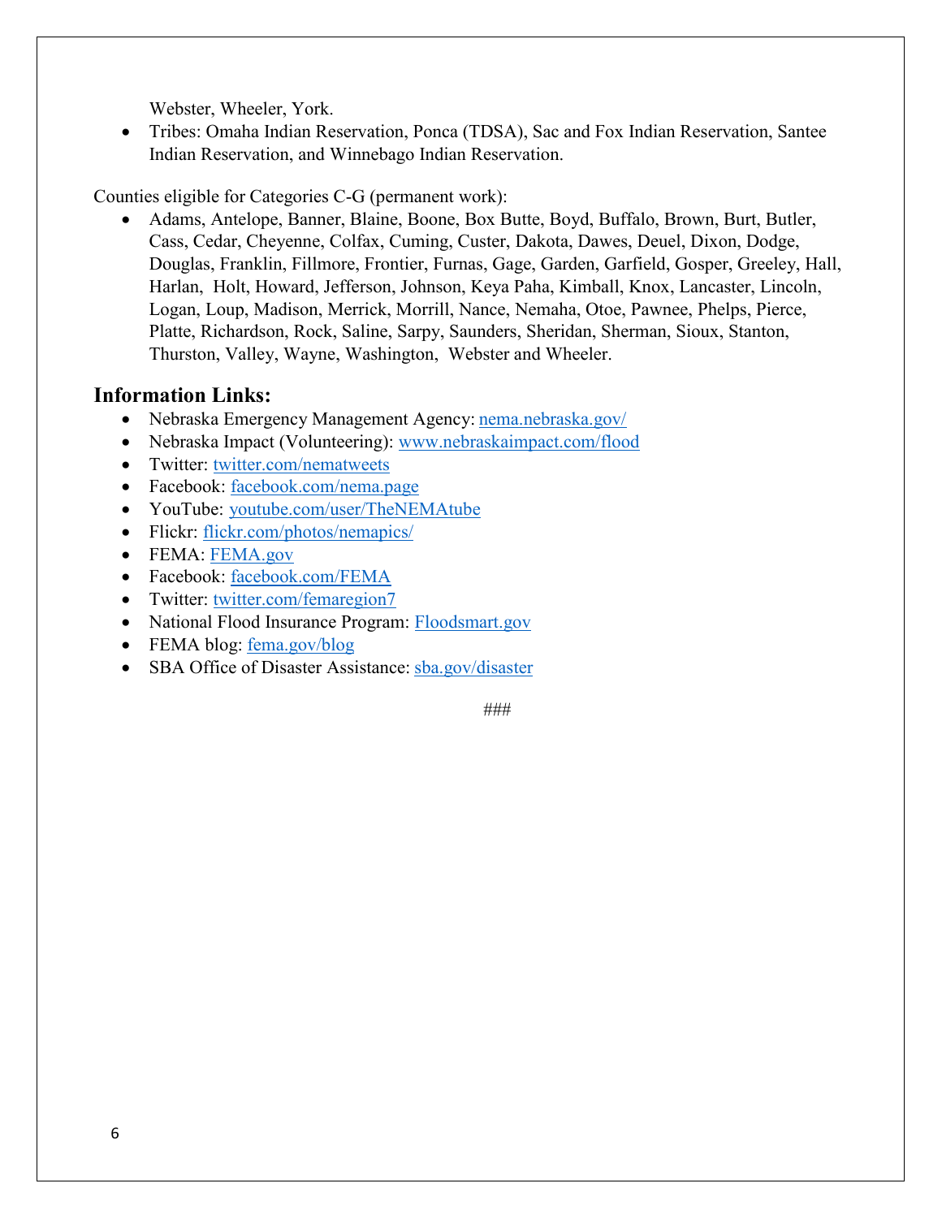Webster, Wheeler, York.

- Tribes: Omaha Indian Reservation, Ponca (TDSA), Sac and Fox Indian Reservation, Santee Indian Reservation, and Winnebago Indian Reservation.

Counties eligible for Categories C-G (permanent work):

- Adams, Antelope, Banner, Blaine, Boone, Box Butte, Boyd, Buffalo, Brown, Burt, Butler, Cass, Cedar, Cheyenne, Colfax, Cuming, Custer, Dakota, Dawes, Deuel, Dixon, Dodge, Douglas, Franklin, Fillmore, Frontier, Furnas, Gage, Garden, Garfield, Gosper, Greeley, Hall, Harlan, Holt, Howard, Jefferson, Johnson, Keya Paha, Kimball, Knox, Lancaster, Lincoln, Logan, Loup, Madison, Merrick, Morrill, Nance, Nemaha, Otoe, Pawnee, Phelps, Pierce, Platte, Richardson, Rock, Saline, Sarpy, Saunders, Sheridan, Sherman, Sioux, Stanton, Thurston, Valley, Wayne, Washington, Webster and Wheeler.

## Information Links:

- Nebraska Emergency Management Agency: nema.nebraska.gov/
- Nebraska Impact (Volunteering): www.nebraskaimpact.com/flood
- Twitter: twitter.com/nematweets
- Facebook: facebook.com/nema.page
- YouTube: youtube.com/user/TheNEMAtube
- Flickr: flickr.com/photos/nemapics/
- FEMA: FEMA.gov
- Facebook: facebook.com/FEMA
- Twitter: twitter.com/femaregion7
- National Flood Insurance Program: Floodsmart.gov
- FEMA blog: fema.gov/blog
- SBA Office of Disaster Assistance: sba.gov/disaster

###